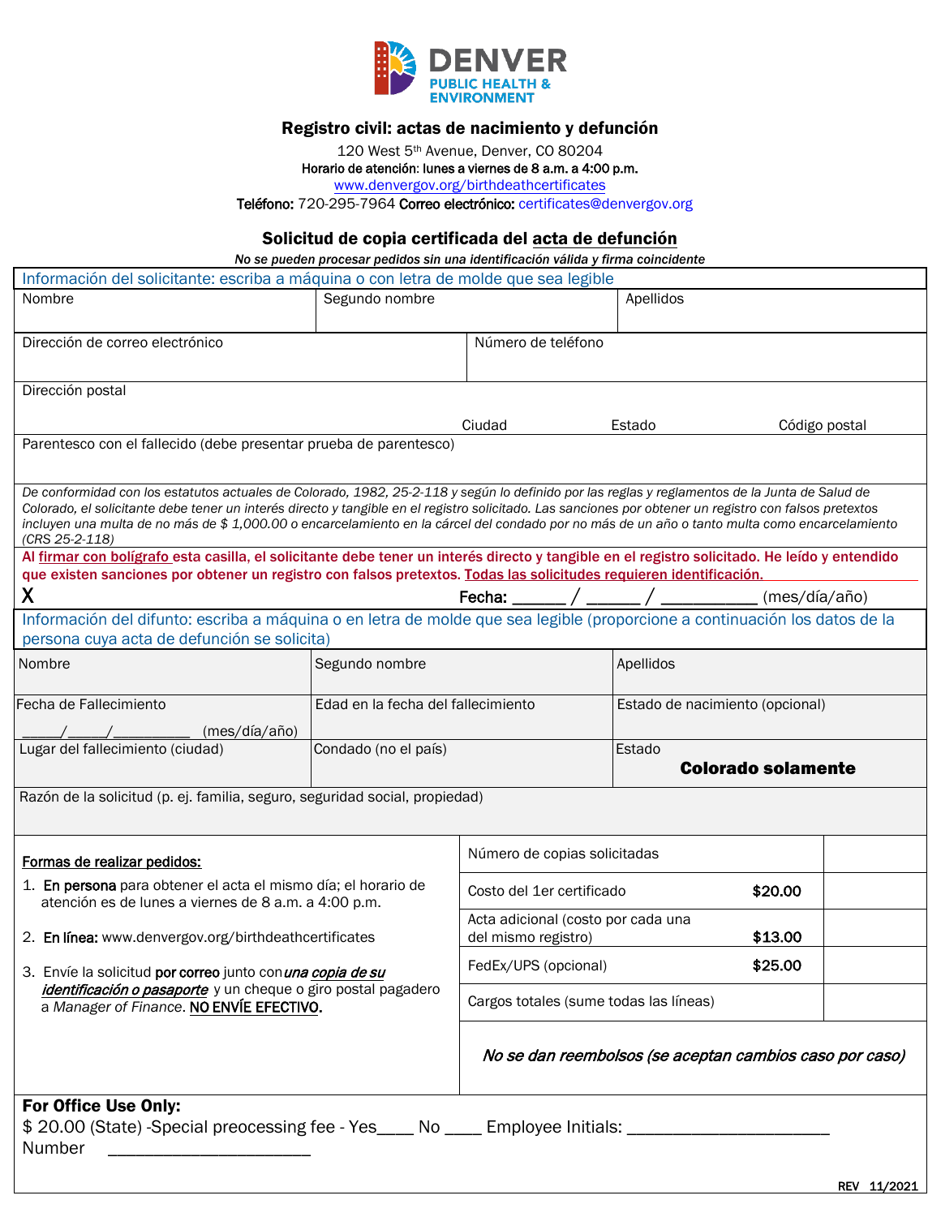**DENVER PUBLIC HEALTH & ENVIRONMENT**

## Registro civil: actas de nacimiento y defunción

120 West 5th Avenue, Denver, CO 80204

**Horario de atención: lunes a viernes de 8 a.m. a 4:00 p.m.**

www.denvergov.org/birthdeathcertificates

**Teléfono:** 720-295-7964 **Correo electrónico:** certificates@denvergov.org

### Solicitud de copia certificada del acta de defunción

***No se pueden procesar pedidos sin una identificación válida y firma coincidente***

**Información del solicitante: escriba a máquina o con letra de molde que sea legible**

| Nombre | Segundo nombre | Apellidos |
|---|---|---|
| | | |

| Dirección de correo electrónico | Número de teléfono |
|---|---|
| | |

Dirección postal

Ciudad ___ Estado ___ Código postal ___

Parentesco con el fallecido (debe presentar prueba de parentesco)

*De conformidad con los estatutos actuales de Colorado, 1982, 25-2-118 y según lo definido por las reglas y reglamentos de la Junta de Salud de Colorado, el solicitante debe tener un interés directo y tangible en el registro solicitado. Las sanciones por obtener un registro con falsos pretextos incluyen una multa de no más de $ 1,000.00 o encarcelamiento en la cárcel del condado por no más de un año o tanto multa como encarcelamiento (CRS 25-2-118)*

**Al firmar con bolígrafo esta casilla, el solicitante debe tener un interés directo y tangible en el registro solicitado. He leído y entendido que existen sanciones por obtener un registro con falsos pretextos. Todas las solicitudes requieren identificación.**

X **Fecha:** ______ / ______ / __________ (mes/día/año)

**Información del difunto: escriba a máquina o en letra de molde que sea legible (proporcione a continuación los datos de la persona cuya acta de defunción se solicita)**

| Nombre | Segundo nombre | Apellidos |
|---|---|---|
| | | |
| **Fecha de Fallecimiento** _____/_____/_________ (mes/día/año) | **Edad en la fecha del fallecimiento** | **Estado de nacimiento (opcional)** |
| **Lugar del fallecimiento (ciudad)** | **Condado (no el país)** | **Estado** **Colorado solamente** |

Razón de la solicitud (p. ej. familia, seguro, seguridad social, propiedad)

**Formas de realizar pedidos:**

1. **En persona** para obtener el acta el mismo día; el horario de atención es de lunes a viernes de 8 a.m. a 4:00 p.m.
2. **En línea:** www.denvergov.org/birthdeathcertificates
3. Envíe la solicitud **por correo** junto con ***una copia de su identificación o pasaporte*** y un cheque o giro postal pagadero a *Manager of Finance*. **NO ENVÍE EFECTIVO.**

| Concepto | Costo | |
|---|---|---|
| Número de copias solicitadas | | |
| Costo del 1er certificado | **$20.00** | |
| Acta adicional (costo por cada una del mismo registro) | **$13.00** | |
| FedEx/UPS (opcional) | **$25.00** | |
| Cargos totales (sume todas las líneas) | | |

***No se dan reembolsos (se aceptan cambios caso por caso)***

**For Office Use Only:**

$ 20.00 (State) -Special preocessing fee - Yes____ No ____ Employee Initials: ____________________

Number ______________________

REV 11/2021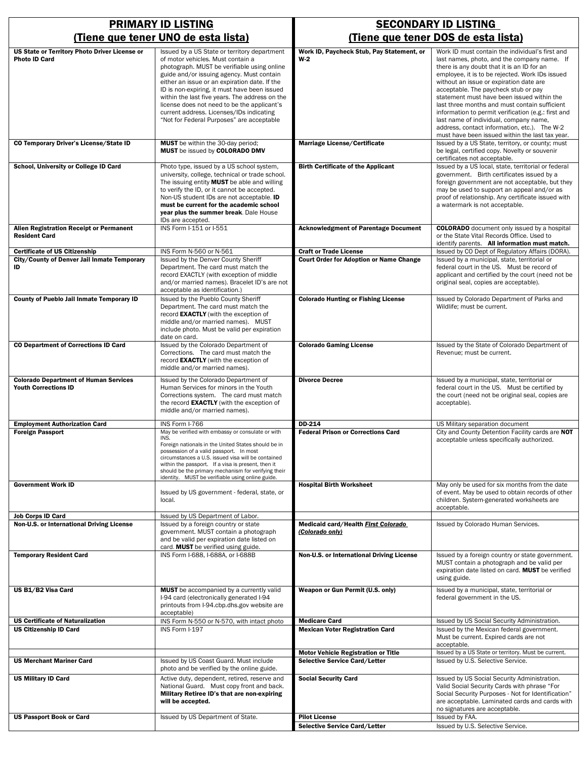| PRIMARY ID LISTING (Tiene que tener UNO de esta lista) | | SECONDARY ID LISTING (Tiene que tener DOS de esta lista) | |
|---|---|---|---|
| **US State or Territory Photo Driver License or Photo ID Card** | Issued by a US State or territory department of motor vehicles. Must contain a photograph. MUST be verifiable using online guide and/or issuing agency. Must contain either an issue or an expiration date. If the ID is non-expiring, it must have been issued within the last five years. The address on the license does not need to be the applicant's current address. Licenses/IDs indicating "Not for Federal Purposes" are acceptable | **Work ID, Paycheck Stub, Pay Statement, or W-2** | Work ID must contain the individual's first and last names, photo, and the company name. If there is any doubt that it is an ID for an employee, it is to be rejected. Work IDs issued without an issue or expiration date are acceptable. The paycheck stub or pay statement must have been issued within the last three months and must contain sufficient information to permit verification (e.g.: first and last name of individual, company name, address, contact information, etc.). The W-2 must have been issued within the last tax year. |
| **CO Temporary Driver's License/State ID** | **MUST** be within the 30-day period; **MUST** be issued by **COLORADO DMV** | **Marriage License/Certificate** | Issued by a US State, territory, or county; must be legal, certified copy. Novelty or souvenir certificates not acceptable. |
| **School, University or College ID Card** | Photo type, issued by a US school system, university, college, technical or trade school. The issuing entity **MUST** be able and willing to verify the ID, or it cannot be accepted. Non-US student IDs are not acceptable. **ID must be current for the academic school year plus the summer break**. Dale House IDs are accepted. | **Birth Certificate of the Applicant** | Issued by a US local, state, territorial or federal government. Birth certificates issued by a foreign government are not acceptable, but they may be used to support an appeal and/or as proof of relationship. Any certificate issued with a watermark is not acceptable. |
| **Alien Registration Receipt or Permanent Resident Card** | INS Form I-151 or I-551 | **Acknowledgment of Parentage Document** | **COLORADO** document only issued by a hospital or the State Vital Records Office. Used to identify parents. **All information must match.** |
| **Certificate of US Citizenship** | INS Form N-560 or N-561 | **Craft or Trade License** | Issued by CO Dept of Regulatory Affairs (DORA). |
| **City/County of Denver Jail Inmate Temporary ID** | Issued by the Denver County Sheriff Department. The card must match the record EXACTLY (with exception of middle and/or married names). Bracelet ID's are not acceptable as identification.) | **Court Order for Adoption or Name Change** | Issued by a municipal, state, territorial or federal court in the US. Must be record of applicant and certified by the court (need not be original seal, copies are acceptable). |
| **County of Pueblo Jail Inmate Temporary ID** | Issued by the Pueblo County Sheriff Department. The card must match the record **EXACTLY** (with the exception of middle and/or married names). MUST include photo. Must be valid per expiration date on card. | **Colorado Hunting or Fishing License** | Issued by Colorado Department of Parks and Wildlife; must be current. |
| **CO Department of Corrections ID Card** | Issued by the Colorado Department of Corrections. The card must match the record **EXACTLY** (with the exception of middle and/or married names). | **Colorado Gaming License** | Issued by the State of Colorado Department of Revenue; must be current. |
| **Colorado Department of Human Services Youth Corrections ID** | Issued by the Colorado Department of Human Services for minors in the Youth Corrections system. The card must match the record **EXACTLY** (with the exception of middle and/or married names). | **Divorce Decree** | Issued by a municipal, state, territorial or federal court in the US. Must be certified by the court (need not be original seal, copies are acceptable). |
| **Employment Authorization Card** | INS Form I-766 | **DD-214** | US Military separation document |
| **Foreign Passport** | May be verified with embassy or consulate or with INS. Foreign nationals in the United States should be in possession of a valid passport. In most circumstances a U.S. issued visa will be contained within the passport. If a visa is present, then it should be the primary mechanism for verifying their identity. MUST be verifiable using online guide. | **Federal Prison or Corrections Card** | City and County Detention Facility cards are **NOT** acceptable unless specifically authorized. |
| **Government Work ID** | Issued by US government - federal, state, or local. | **Hospital Birth Worksheet** | May only be used for six months from the date of event. May be used to obtain records of other children. System-generated worksheets are acceptable. |
| **Job Corps ID Card** | Issued by US Department of Labor. | | |
| **Non-U.S. or International Driving License** | Issued by a foreign country or state government. MUST contain a photograph and be valid per expiration date listed on card. **MUST** be verified using guide. | **Medicaid card/Health *First Colorado (Colorado only)*** | Issued by Colorado Human Services. |
| **Temporary Resident Card** | INS Form I-688, I-688A, or I-688B | **Non-U.S. or International Driving License** | Issued by a foreign country or state government. MUST contain a photograph and be valid per expiration date listed on card. **MUST** be verified using guide. |
| **US B1/B2 Visa Card** | **MUST** be accompanied by a currently valid I-94 card (electronically generated I-94 printouts from I-94.cbp.dhs.gov website are acceptable) | **Weapon or Gun Permit (U.S. only)** | Issued by a municipal, state, territorial or federal government in the US. |
| **US Certificate of Naturalization** | INS Form N-550 or N-570, with intact photo | **Medicare Card** | Issued by US Social Security Administration. |
| **US Citizenship ID Card** | INS Form I-197 | **Mexican Voter Registration Card** | Issued by the Mexican federal government. Must be current. Expired cards are not acceptable. |
| | | **Motor Vehicle Registration or Title** | Issued by a US State or territory. Must be current. |
| **US Merchant Mariner Card** | Issued by US Coast Guard. Must include photo and be verified by the online guide. | **Selective Service Card/Letter** | Issued by U.S. Selective Service. |
| **US Military ID Card** | Active duty, dependent, retired, reserve and National Guard. Must copy front and back. **Military Retiree ID's that are non-expiring will be accepted.** | **Social Security Card** | Issued by US Social Security Administration. Valid Social Security Cards with phrase "For Social Security Purposes - Not for Identification" are acceptable. Laminated cards and cards with no signatures are acceptable. |
| **US Passport Book or Card** | Issued by US Department of State. | **Pilot License** | Issued by FAA. |
| | | **Selective Service Card/Letter** | Issued by U.S. Selective Service. |